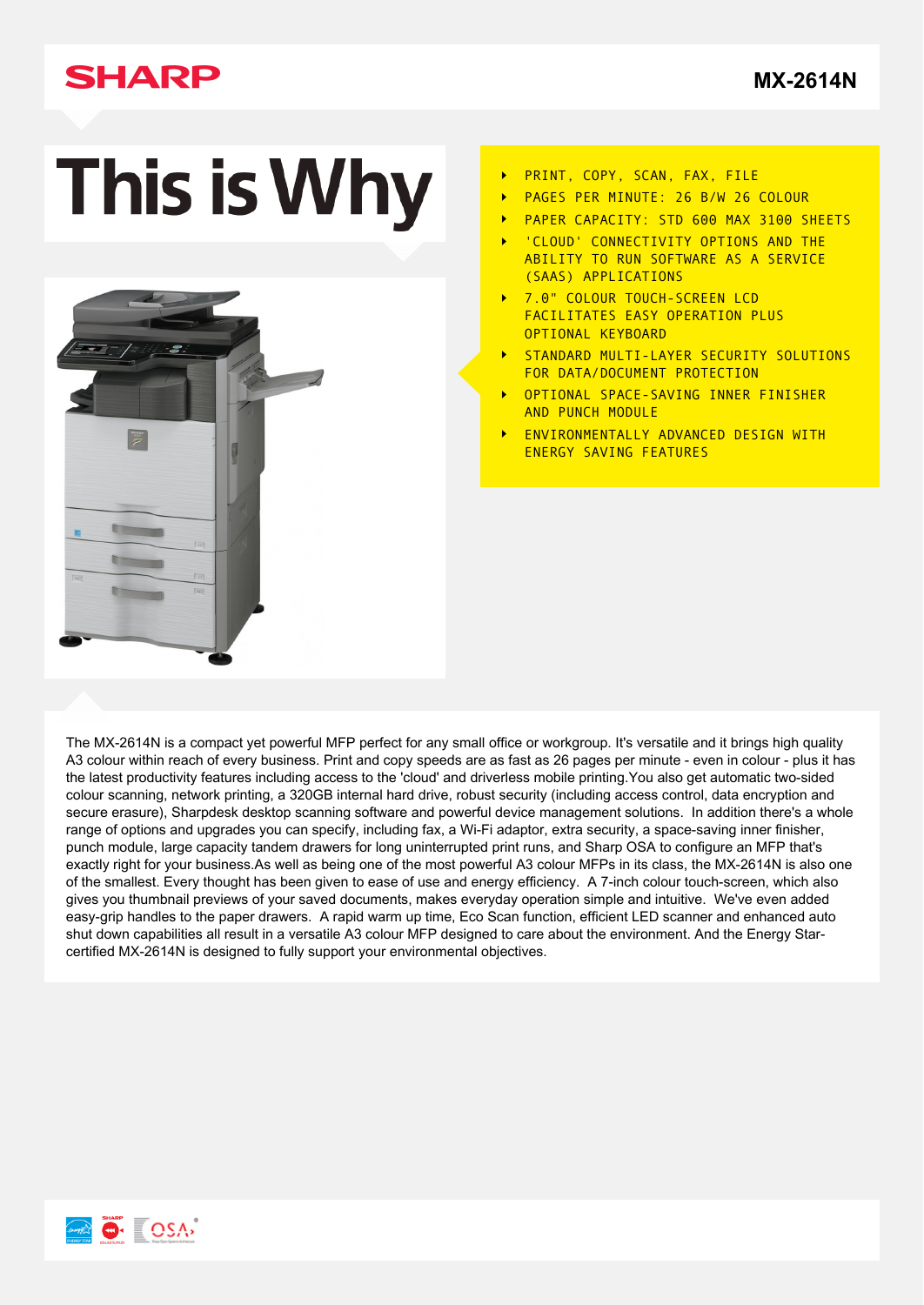SHARP

**MX-2614N**

# This is Why

- PRINT, COPY, SCAN, FAX, FILE
- PAGES PER MINUTE: 26 B/W 26 COLOUR
- PAPER CAPACITY: STD 600 MAX 3100 SHEETS
- 'CLOUD' CONNECTIVITY OPTIONS AND THE ABILITY TO RUN SOFTWARE AS A SERVICE (SAAS) APPLICATIONS
- 7.0" COLOUR TOUCH-SCREEN LCD FACILITATES EASY OPERATION PLUS OPTIONAL KEYBOARD
- STANDARD MULTI-LAYER SECURITY SOLUTIONS FOR DATA/DOCUMENT PROTECTION
- OPTIONAL SPACE-SAVING INNER FINISHER AND PUNCH MODULE
- ENVIRONMENTALLY ADVANCED DESIGN WITH ENERGY SAVING FEATURES

The MX-2614N is a compact yet powerful MFP perfect for any small office or workgroup. It's versatile and it brings high quality A3 colour within reach of every business. Print and copy speeds are as fast as 26 pages per minute - even in colour - plus it has the latest productivity features including access to the 'cloud' and driverless mobile printing.You also get automatic two-sided colour scanning, network printing, a 320GB internal hard drive, robust security (including access control, data encryption and secure erasure), Sharpdesk desktop scanning software and powerful device management solutions. In addition there's a whole range of options and upgrades you can specify, including fax, a Wi-Fi adaptor, extra security, a space-saving inner finisher, punch module, large capacity tandem drawers for long uninterrupted print runs, and Sharp OSA to configure an MFP that's exactly right for your business.As well as being one of the most powerful A3 colour MFPs in its class, the MX-2614N is also one of the smallest. Every thought has been given to ease of use and energy efficiency. A 7-inch colour touch-screen, which also gives you thumbnail previews of your saved documents, makes everyday operation simple and intuitive. We've even added easy-grip handles to the paper drawers. A rapid warm up time, Eco Scan function, efficient LED scanner and enhanced auto shut down capabilities all result in a versatile A3 colour MFP designed to care about the environment. And the Energy Star-certified MX-2614N is designed to fully support your environmental objectives.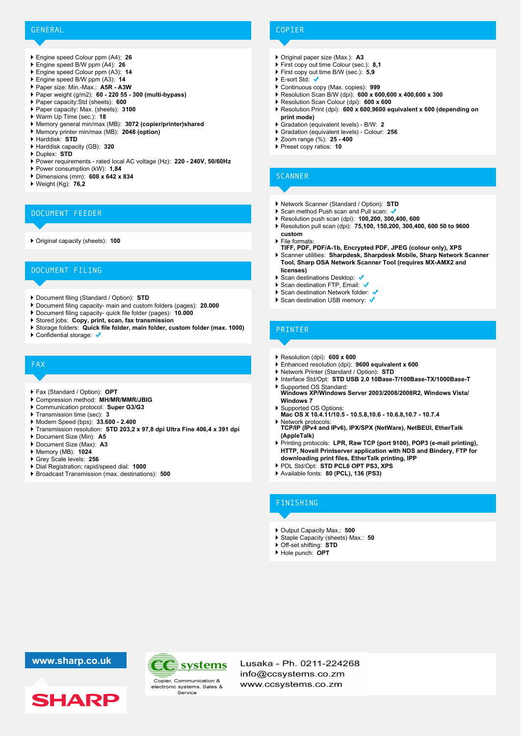## GENERAL

- Engine speed Colour ppm (A4): **26**
- Engine speed B/W ppm (A4): **26**
- Engine speed Colour ppm (A3): **14**
- Engine speed B/W ppm (A3): **14**
- Paper size: Min.-Max.: **A5R - A3W**
- Paper weight (g/m2): **60 - 220 55 - 300 (multi-bypass)**
- Paper capacity:Std (sheets): **600**
- Paper capacity: Max. (sheets): **3100**
- Warm Up Time (sec.): **18**
- Memory general min/max (MB): **3072 (copier/printer)shared**
- Memory printer min/max (MB): **2048 (option)**
- Harddisk: **STD**
- Harddisk capacity (GB): **320**
- Duplex: **STD**
- Power requirements - rated local AC voltage (Hz): **220 - 240V, 50/60Hz**
- Power consumption (kW): **1,84**
- Dimensions (mm): **608 x 642 x 834**
- Weight (Kg): **76,2**

## DOCUMENT FEEDER

- Original capacity (sheets): **100**

## DOCUMENT FILING

- Document filing (Standard / Option): **STD**
- Document filing capacity- main and custom folders (pages): **20.000**
- Document filing capacity- quick file folder (pages): **10.000**
- Stored jobs: **Copy, print, scan, fax transmission**
- Storage folders: **Quick file folder, main folder, custom folder (max. 1000)**
- Confidential storage: ✓

## FAX

- Fax (Standard / Option): **OPT**
- Compression method: **MH/MR/MMR/JBIG**
- Communication protocol: **Super G3/G3**
- Transmission time (sec): **3**
- Modem Speed (bps): **33.600 - 2.400**
- Fax transmission resolution: **STD 203,2 x 97,8 dpi Ultra Fine 406,4 x 391 dpi**
- Document Size (Min): **A5**
- Document Size (Max): **A3**
- Memory (MB): **1024**
- Grey Scale levels: **256**
- Dial Registration; rapid/speed dial: **1000**
- Broadcast Transmission (max. destinations): **500**

## COPIER

- Original paper size (Max.): **A3**
- First copy out time Colour (sec.): **8,1**
- First copy out time B/W (sec.): **5,9**
- E-sort Std: ✓
- Continuous copy (Max. copies): **999**
- Resolution Scan B/W (dpi): **600 x 600,600 x 400,600 x 300**
- Resolution Scan Colour (dpi): **600 x 600**
- Resolution Print (dpi): **600 x 600,9600 equivalent x 600 (depending on print mode)**
- Gradation (equivalent levels) - B/W: **2**
- Gradation (equivalent levels) - Colour: **256**
- Zoom range (%): **25 - 400**
- Preset copy ratios: **10**

## SCANNER

- Network Scanner (Standard / Option): **STD**
- Scan method Push scan and Pull scan: ✓
- Resolution push scan (dpi): **100,200, 300,400, 600**
- Resolution pull scan (dpi): **75,100, 150,200, 300,400, 600 50 to 9600 custom**
- File formats: **TIFF, PDF, PDF/A-1b, Encrypted PDF, JPEG (colour only), XPS**
- Scanner utilities: **Sharpdesk, Sharpdesk Mobile, Sharp Network Scanner Tool, Sharp OSA Network Scanner Tool (requires MX-AMX2 and licenses)**
- Scan destinations Desktop: ✓
- Scan destination FTP, Email: ✓
- Scan destination Network folder: ✓
- Scan destination USB memory: ✓

## PRINTER

- Resolution (dpi): **600 x 600**
- Enhanced resolution (dpi): **9600 equivalent x 600**
- Network Printer (Standard / Option): **STD**
- Interface Std/Opt: **STD USB 2.0 10Base-T/100Base-TX/1000Base-T**
- Supported OS Standard: **Windows XP/Windows Server 2003/2008/2008R2, Windows Vista/ Windows 7**
- Supported OS Options: **Mac OS X 10.4.11/10.5 - 10.5.8,10.6 - 10.6.8,10.7 - 10.7.4**
- Network protocols: **TCP/IP (IPv4 and IPv6), IPX/SPX (NetWare), NetBEUI, EtherTalk (AppleTalk)**
- Printing protocols: **LPR, Raw TCP (port 9100), POP3 (e-mail printing), HTTP, Novell Printserver application with NDS and Bindery, FTP for downloading print files, EtherTalk printing, IPP**
- PDL Std/Opt: **STD PCL6 OPT PS3, XPS**
- Available fonts: **80 (PCL), 136 (PS3)**

## FINISHING

- Output Capacity Max.: **500**
- Staple Capacity (sheets) Max.: **50**
- Off-set shifting: **STD**
- Hole punch: **OPT**

**www.sharp.co.uk**

SHARP

CC systems
Copier, Communication & electronic systems, Sales & Service

Lusaka - Ph. 0211-224268
info@ccsystems.co.zm
www.ccsystems.co.zm